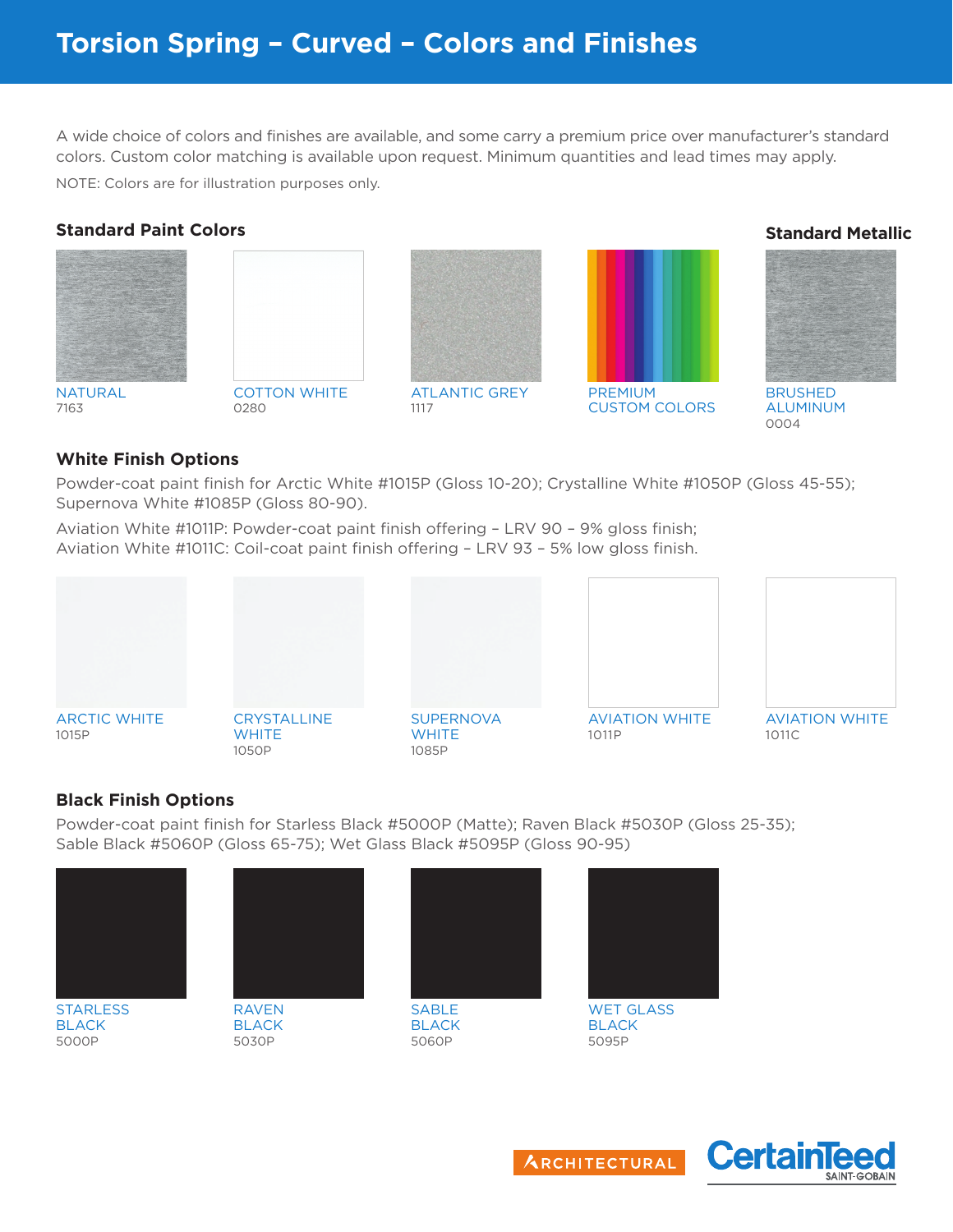# Torsion Spring – Curved – Colors and Finishes

A wide choice of colors and finishes are available, and some carry a premium price over manufacturer's standard colors. Custom color matching is available upon request. Minimum quantities and lead times may apply.

NOTE: Colors are for illustration purposes only.

## Standard Paint Colors

NATURAL
7163

COTTON WHITE
0280

ATLANTIC GREY
1117

PREMIUM
CUSTOM COLORS

## Standard Metallic

BRUSHED
ALUMINUM
0004

## White Finish Options

Powder-coat paint finish for Arctic White #1015P (Gloss 10-20); Crystalline White #1050P (Gloss 45-55); Supernova White #1085P (Gloss 80-90).

Aviation White #1011P: Powder-coat paint finish offering – LRV 90 – 9% gloss finish;
Aviation White #1011C: Coil-coat paint finish offering – LRV 93 – 5% low gloss finish.

ARCTIC WHITE
1015P

CRYSTALLINE
WHITE
1050P

SUPERNOVA
WHITE
1085P

AVIATION WHITE
1011P

AVIATION WHITE
1011C

## Black Finish Options

Powder-coat paint finish for Starless Black #5000P (Matte); Raven Black #5030P (Gloss 25-35); Sable Black #5060P (Gloss 65-75); Wet Glass Black #5095P (Gloss 90-95)

STARLESS
BLACK
5000P

RAVEN
BLACK
5030P

SABLE
BLACK
5060P

WET GLASS
BLACK
5095P

ARCHITECTURAL

CertainTeed
SAINT-GOBAIN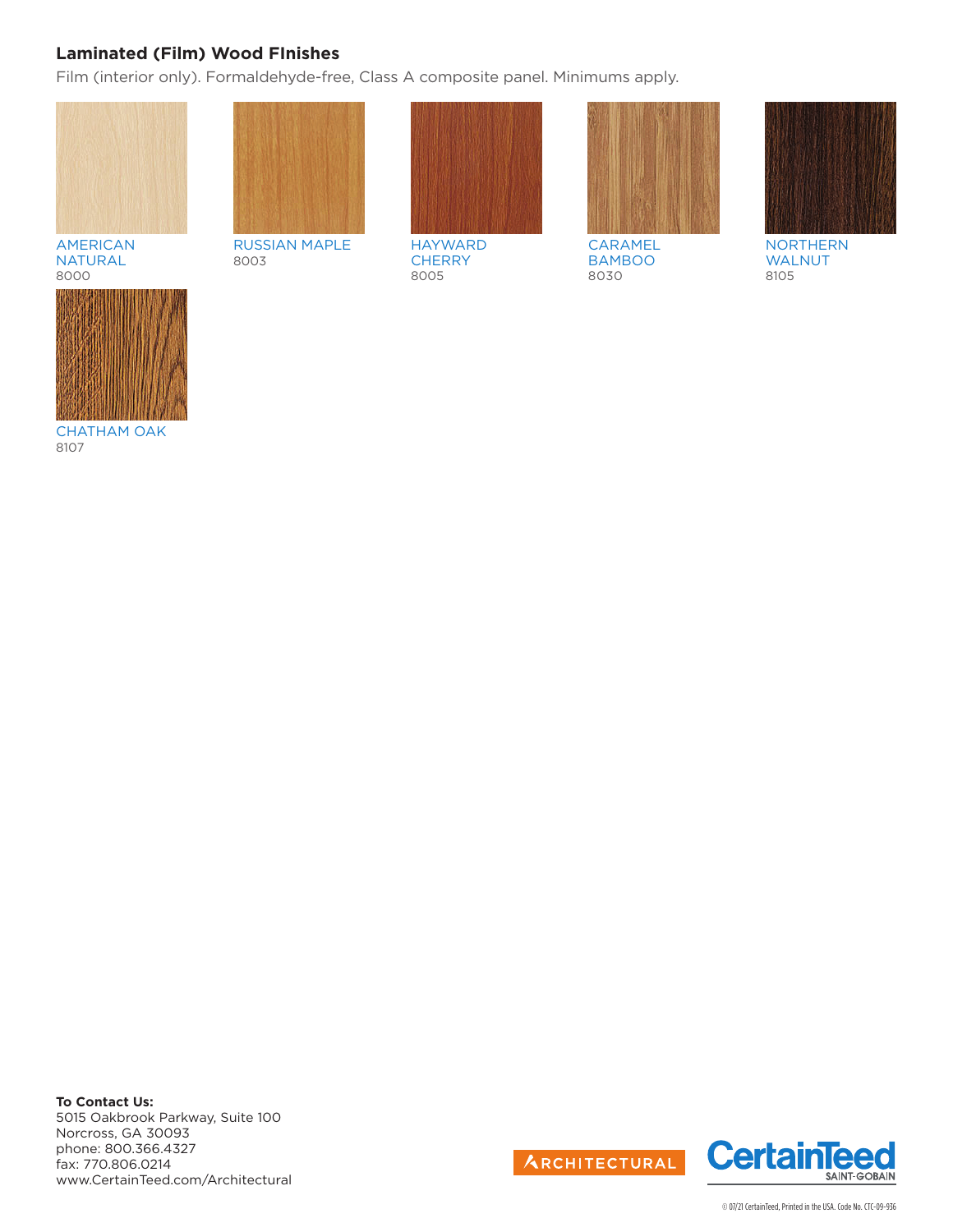## Laminated (Film) Wood FInishes

Film (interior only). Formaldehyde-free, Class A composite panel. Minimums apply.

AMERICAN NATURAL
8000

RUSSIAN MAPLE
8003

HAYWARD CHERRY
8005

CARAMEL BAMBOO
8030

NORTHERN WALNUT
8105

CHATHAM OAK
8107

**To Contact Us:**
5015 Oakbrook Parkway, Suite 100
Norcross, GA 30093
phone: 800.366.4327
fax: 770.806.0214
www.CertainTeed.com/Architectural

ARCHITECTURAL

CertainTeed
SAINT-GOBAIN

© 07/21 CertainTeed, Printed in the USA. Code No. CTC-09-936